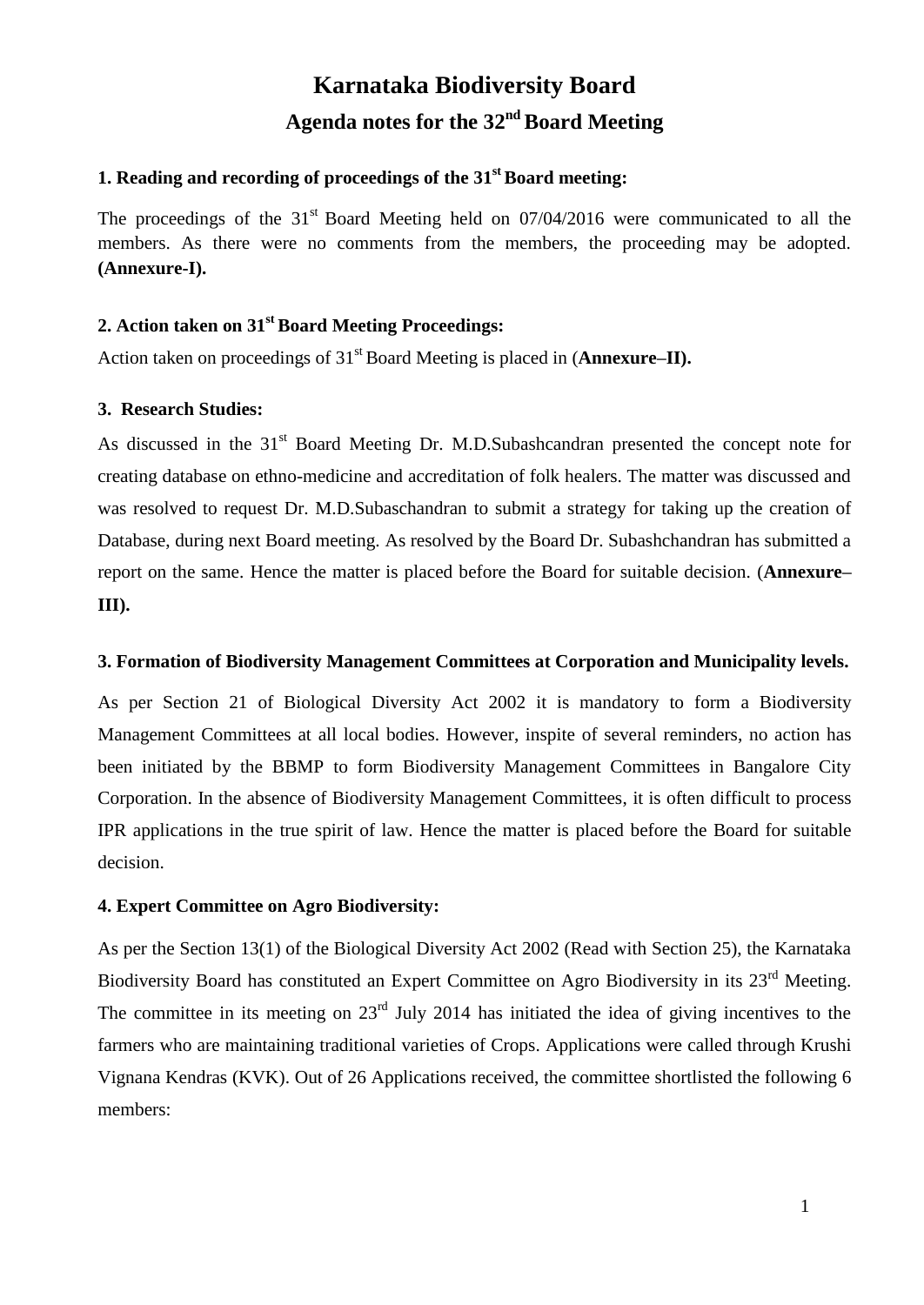# Karnataka Biodiversity Board

## Agenda notes for the 32nd Board Meeting

### 1. Reading and recording of proceedings of the 31st Board meeting:

The proceedings of the 31st Board Meeting held on 07/04/2016 were communicated to all the members. As there were no comments from the members, the proceeding may be adopted. **(Annexure-I).**

### 2. Action taken on 31st Board Meeting Proceedings:

Action taken on proceedings of 31st Board Meeting is placed in (**Annexure–II).**

### 3. Research Studies:

As discussed in the 31st Board Meeting Dr. M.D.Subashcandran presented the concept note for creating database on ethno-medicine and accreditation of folk healers. The matter was discussed and was resolved to request Dr. M.D.Subaschandran to submit a strategy for taking up the creation of Database, during next Board meeting. As resolved by the Board Dr. Subashchandran has submitted a report on the same. Hence the matter is placed before the Board for suitable decision. (**Annexure–III).**

### 3. Formation of Biodiversity Management Committees at Corporation and Municipality levels.

As per Section 21 of Biological Diversity Act 2002 it is mandatory to form a Biodiversity Management Committees at all local bodies. However, inspite of several reminders, no action has been initiated by the BBMP to form Biodiversity Management Committees in Bangalore City Corporation. In the absence of Biodiversity Management Committees, it is often difficult to process IPR applications in the true spirit of law. Hence the matter is placed before the Board for suitable decision.

### 4. Expert Committee on Agro Biodiversity:

As per the Section 13(1) of the Biological Diversity Act 2002 (Read with Section 25), the Karnataka Biodiversity Board has constituted an Expert Committee on Agro Biodiversity in its 23rd Meeting. The committee in its meeting on 23rd July 2014 has initiated the idea of giving incentives to the farmers who are maintaining traditional varieties of Crops. Applications were called through Krushi Vignana Kendras (KVK). Out of 26 Applications received, the committee shortlisted the following 6 members: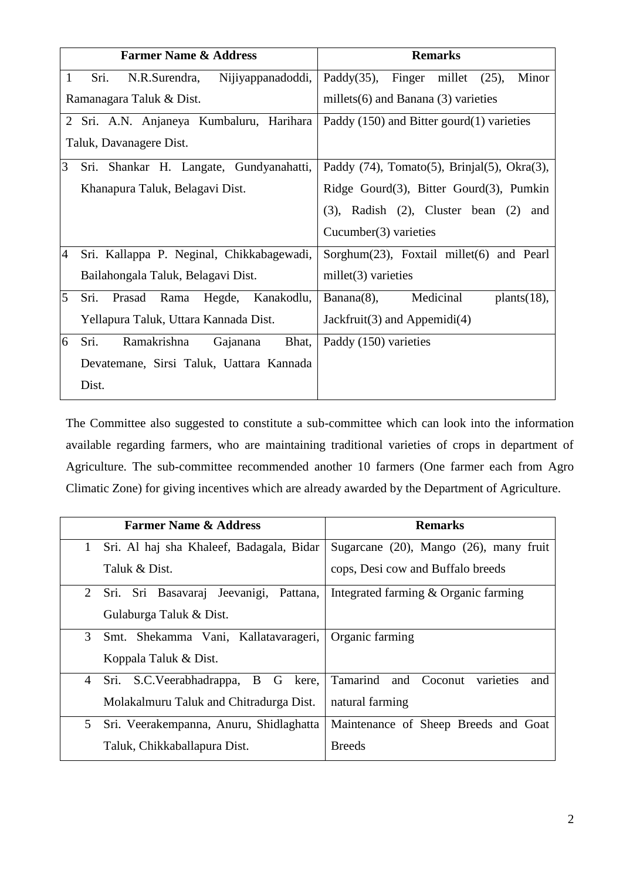| Farmer Name & Address | Remarks |
|---|---|
| 1 Sri. N.R.Surendra, Nijiyappanadoddi, Ramanagara Taluk & Dist. | Paddy(35), Finger millet (25), Minor millets(6) and Banana (3) varieties |
| 2 Sri. A.N. Anjaneya Kumbaluru, Harihara Taluk, Davanagere Dist. | Paddy (150) and Bitter gourd(1) varieties |
| 3 Sri. Shankar H. Langate, Gundyanahatti, Khanapura Taluk, Belagavi Dist. | Paddy (74), Tomato(5), Brinjal(5), Okra(3), Ridge Gourd(3), Bitter Gourd(3), Pumkin (3), Radish (2), Cluster bean (2) and Cucumber(3) varieties |
| 4 Sri. Kallappa P. Neginal, Chikkabagewadi, Bailahongala Taluk, Belagavi Dist. | Sorghum(23), Foxtail millet(6) and Pearl millet(3) varieties |
| 5 Sri. Prasad Rama Hegde, Kanakodlu, Yellapura Taluk, Uttara Kannada Dist. | Banana(8), Medicinal plants(18), Jackfruit(3) and Appemidi(4) |
| 6 Sri. Ramakrishna Gajanana Bhat, Devatemane, Sirsi Taluk, Uattara Kannada Dist. | Paddy (150) varieties |

The Committee also suggested to constitute a sub-committee which can look into the information available regarding farmers, who are maintaining traditional varieties of crops in department of Agriculture. The sub-committee recommended another 10 farmers (One farmer each from Agro Climatic Zone) for giving incentives which are already awarded by the Department of Agriculture.

| Farmer Name & Address | Remarks |
|---|---|
| 1 Sri. Al haj sha Khaleef, Badagala, Bidar Taluk & Dist. | Sugarcane (20), Mango (26), many fruit cops, Desi cow and Buffalo breeds |
| 2 Sri. Sri Basavaraj Jeevanigi, Pattana, Gulaburga Taluk & Dist. | Integrated farming & Organic farming |
| 3 Smt. Shekamma Vani, Kallatavarageri, Koppala Taluk & Dist. | Organic farming |
| 4 Sri. S.C.Veerabhadrappa, B G kere, Molakalmuru Taluk and Chitradurga Dist. | Tamarind and Coconut varieties and natural farming |
| 5 Sri. Veerakempanna, Anuru, Shidlaghatta Taluk, Chikkaballapura Dist. | Maintenance of Sheep Breeds and Goat Breeds |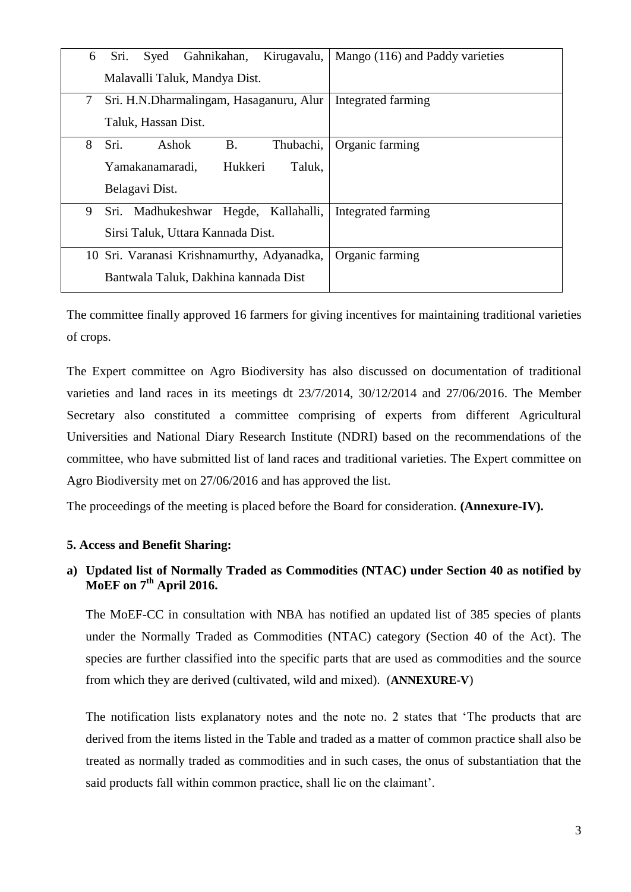| | | |
|---|---|---|
| 6 | Sri. Syed Gahnikahan, Kirugavalu, Malavalli Taluk, Mandya Dist. | Mango (116) and Paddy varieties |
| 7 | Sri. H.N.Dharmalingam, Hasaganuru, Alur Taluk, Hassan Dist. | Integrated farming |
| 8 | Sri. Ashok B. Thubachi, Yamakanamaradi, Hukkeri Taluk, Belagavi Dist. | Organic farming |
| 9 | Sri. Madhukeshwar Hegde, Kallahalli, Sirsi Taluk, Uttara Kannada Dist. | Integrated farming |
| 10 | Sri. Varanasi Krishnamurthy, Adyanadka, Bantwala Taluk, Dakhina kannada Dist | Organic farming |

The committee finally approved 16 farmers for giving incentives for maintaining traditional varieties of crops.

The Expert committee on Agro Biodiversity has also discussed on documentation of traditional varieties and land races in its meetings dt 23/7/2014, 30/12/2014 and 27/06/2016. The Member Secretary also constituted a committee comprising of experts from different Agricultural Universities and National Diary Research Institute (NDRI) based on the recommendations of the committee, who have submitted list of land races and traditional varieties. The Expert committee on Agro Biodiversity met on 27/06/2016 and has approved the list.

The proceedings of the meeting is placed before the Board for consideration. **(Annexure-IV).**

**5. Access and Benefit Sharing:**

**a) Updated list of Normally Traded as Commodities (NTAC) under Section 40 as notified by MoEF on 7th April 2016.**

The MoEF-CC in consultation with NBA has notified an updated list of 385 species of plants under the Normally Traded as Commodities (NTAC) category (Section 40 of the Act). The species are further classified into the specific parts that are used as commodities and the source from which they are derived (cultivated, wild and mixed). (**ANNEXURE-V**)

The notification lists explanatory notes and the note no. 2 states that 'The products that are derived from the items listed in the Table and traded as a matter of common practice shall also be treated as normally traded as commodities and in such cases, the onus of substantiation that the said products fall within common practice, shall lie on the claimant'.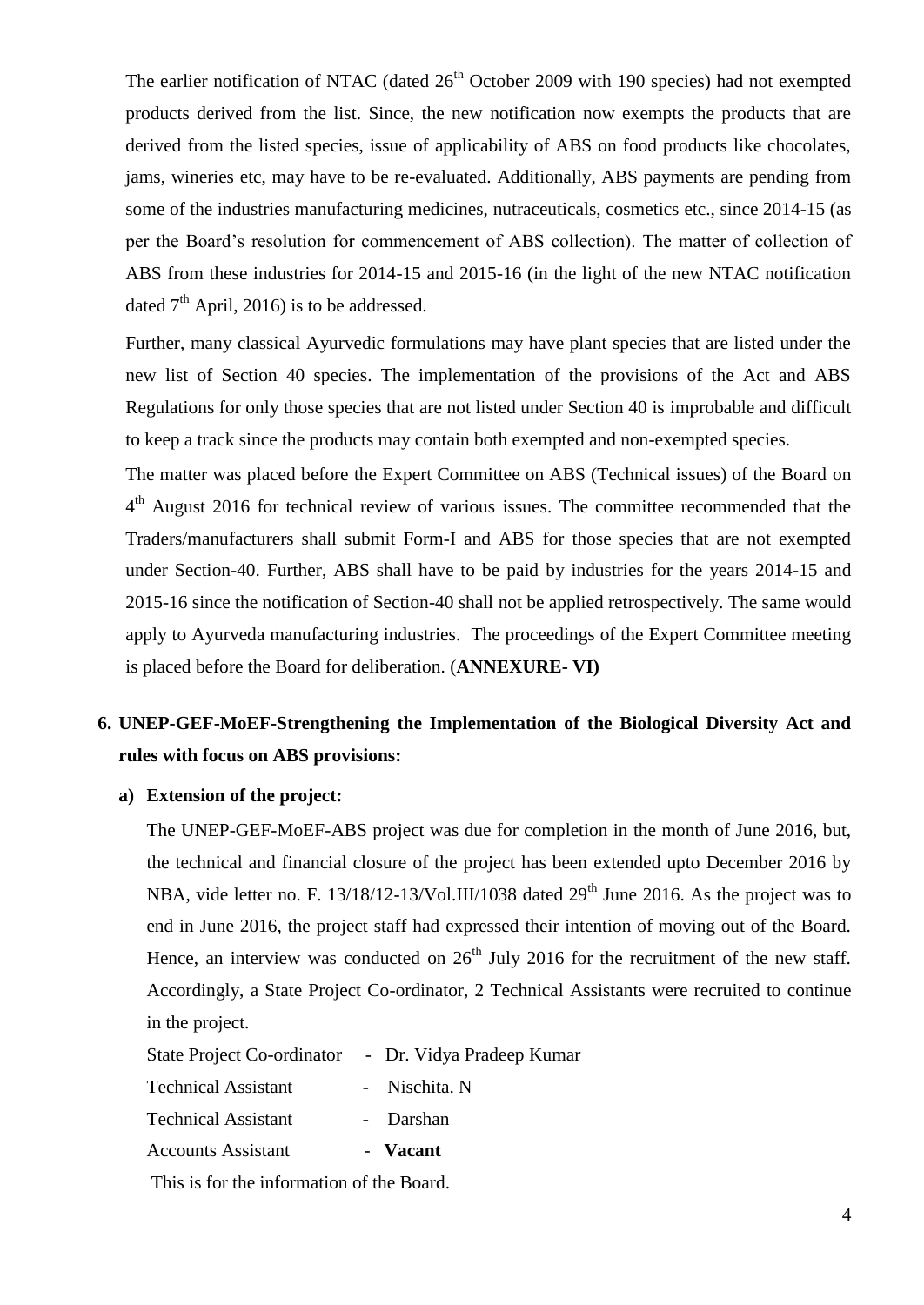The earlier notification of NTAC (dated 26th October 2009 with 190 species) had not exempted products derived from the list. Since, the new notification now exempts the products that are derived from the listed species, issue of applicability of ABS on food products like chocolates, jams, wineries etc, may have to be re-evaluated. Additionally, ABS payments are pending from some of the industries manufacturing medicines, nutraceuticals, cosmetics etc., since 2014-15 (as per the Board's resolution for commencement of ABS collection). The matter of collection of ABS from these industries for 2014-15 and 2015-16 (in the light of the new NTAC notification dated 7th April, 2016) is to be addressed.

Further, many classical Ayurvedic formulations may have plant species that are listed under the new list of Section 40 species. The implementation of the provisions of the Act and ABS Regulations for only those species that are not listed under Section 40 is improbable and difficult to keep a track since the products may contain both exempted and non-exempted species.

The matter was placed before the Expert Committee on ABS (Technical issues) of the Board on 4th August 2016 for technical review of various issues. The committee recommended that the Traders/manufacturers shall submit Form-I and ABS for those species that are not exempted under Section-40. Further, ABS shall have to be paid by industries for the years 2014-15 and 2015-16 since the notification of Section-40 shall not be applied retrospectively. The same would apply to Ayurveda manufacturing industries. The proceedings of the Expert Committee meeting is placed before the Board for deliberation. (**ANNEXURE- VI)**

## 6. UNEP-GEF-MoEF-Strengthening the Implementation of the Biological Diversity Act and rules with focus on ABS provisions:

### a) Extension of the project:

The UNEP-GEF-MoEF-ABS project was due for completion in the month of June 2016, but, the technical and financial closure of the project has been extended upto December 2016 by NBA, vide letter no. F. 13/18/12-13/Vol.III/1038 dated 29th June 2016. As the project was to end in June 2016, the project staff had expressed their intention of moving out of the Board. Hence, an interview was conducted on 26th July 2016 for the recruitment of the new staff. Accordingly, a State Project Co-ordinator, 2 Technical Assistants were recruited to continue in the project.

State Project Co-ordinator - Dr. Vidya Pradeep Kumar

Technical Assistant - Nischita. N

Technical Assistant - Darshan

Accounts Assistant - **Vacant**

This is for the information of the Board.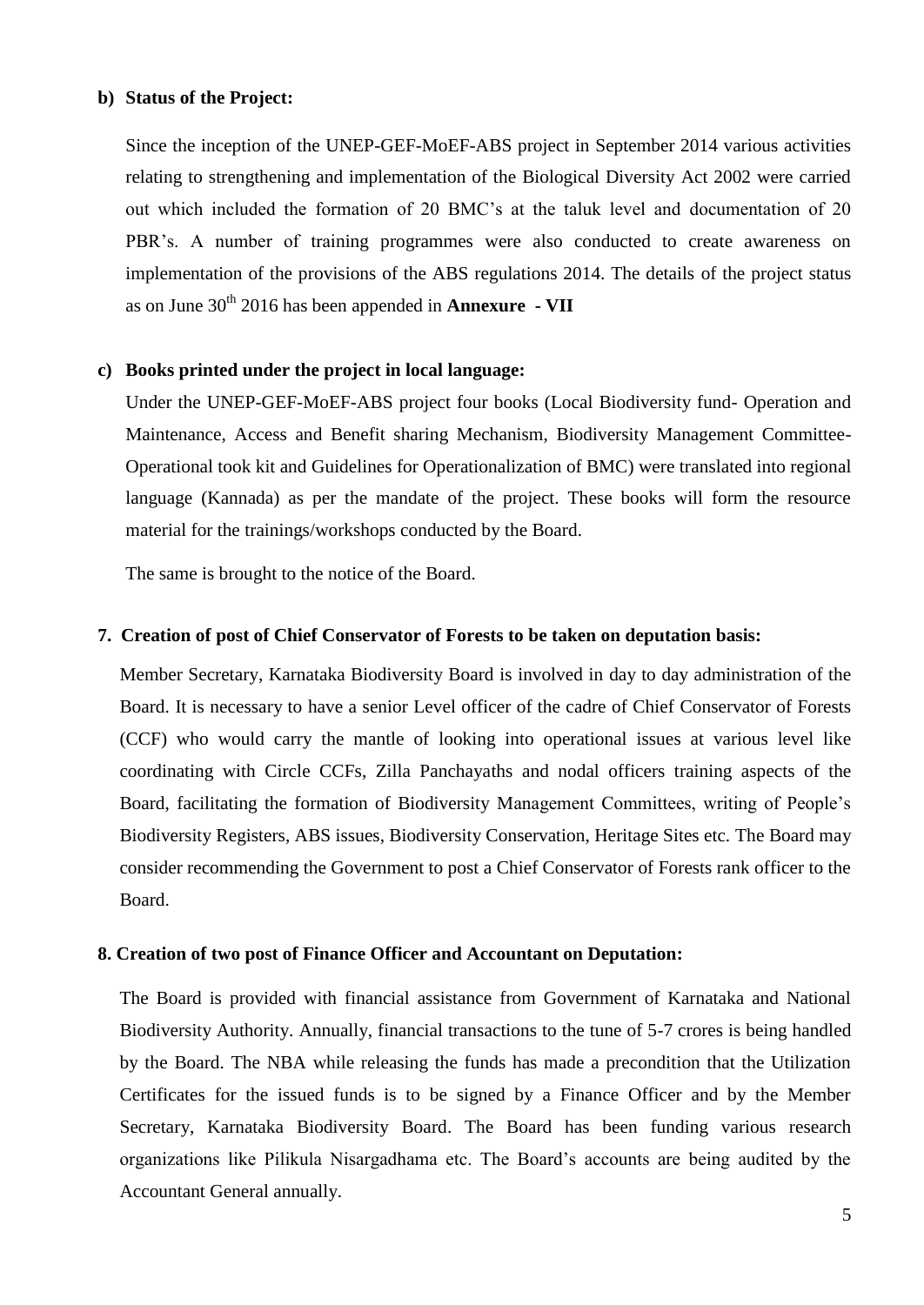**b) Status of the Project:**

Since the inception of the UNEP-GEF-MoEF-ABS project in September 2014 various activities relating to strengthening and implementation of the Biological Diversity Act 2002 were carried out which included the formation of 20 BMC's at the taluk level and documentation of 20 PBR's. A number of training programmes were also conducted to create awareness on implementation of the provisions of the ABS regulations 2014. The details of the project status as on June 30$^{th}$ 2016 has been appended in **Annexure - VII**

**c) Books printed under the project in local language:**

Under the UNEP-GEF-MoEF-ABS project four books (Local Biodiversity fund- Operation and Maintenance, Access and Benefit sharing Mechanism, Biodiversity Management Committee-Operational took kit and Guidelines for Operationalization of BMC) were translated into regional language (Kannada) as per the mandate of the project. These books will form the resource material for the trainings/workshops conducted by the Board.

The same is brought to the notice of the Board.

**7. Creation of post of Chief Conservator of Forests to be taken on deputation basis:**

Member Secretary, Karnataka Biodiversity Board is involved in day to day administration of the Board. It is necessary to have a senior Level officer of the cadre of Chief Conservator of Forests (CCF) who would carry the mantle of looking into operational issues at various level like coordinating with Circle CCFs, Zilla Panchayaths and nodal officers training aspects of the Board, facilitating the formation of Biodiversity Management Committees, writing of People's Biodiversity Registers, ABS issues, Biodiversity Conservation, Heritage Sites etc. The Board may consider recommending the Government to post a Chief Conservator of Forests rank officer to the Board.

**8. Creation of two post of Finance Officer and Accountant on Deputation:**

The Board is provided with financial assistance from Government of Karnataka and National Biodiversity Authority. Annually, financial transactions to the tune of 5-7 crores is being handled by the Board. The NBA while releasing the funds has made a precondition that the Utilization Certificates for the issued funds is to be signed by a Finance Officer and by the Member Secretary, Karnataka Biodiversity Board. The Board has been funding various research organizations like Pilikula Nisargadhama etc. The Board's accounts are being audited by the Accountant General annually.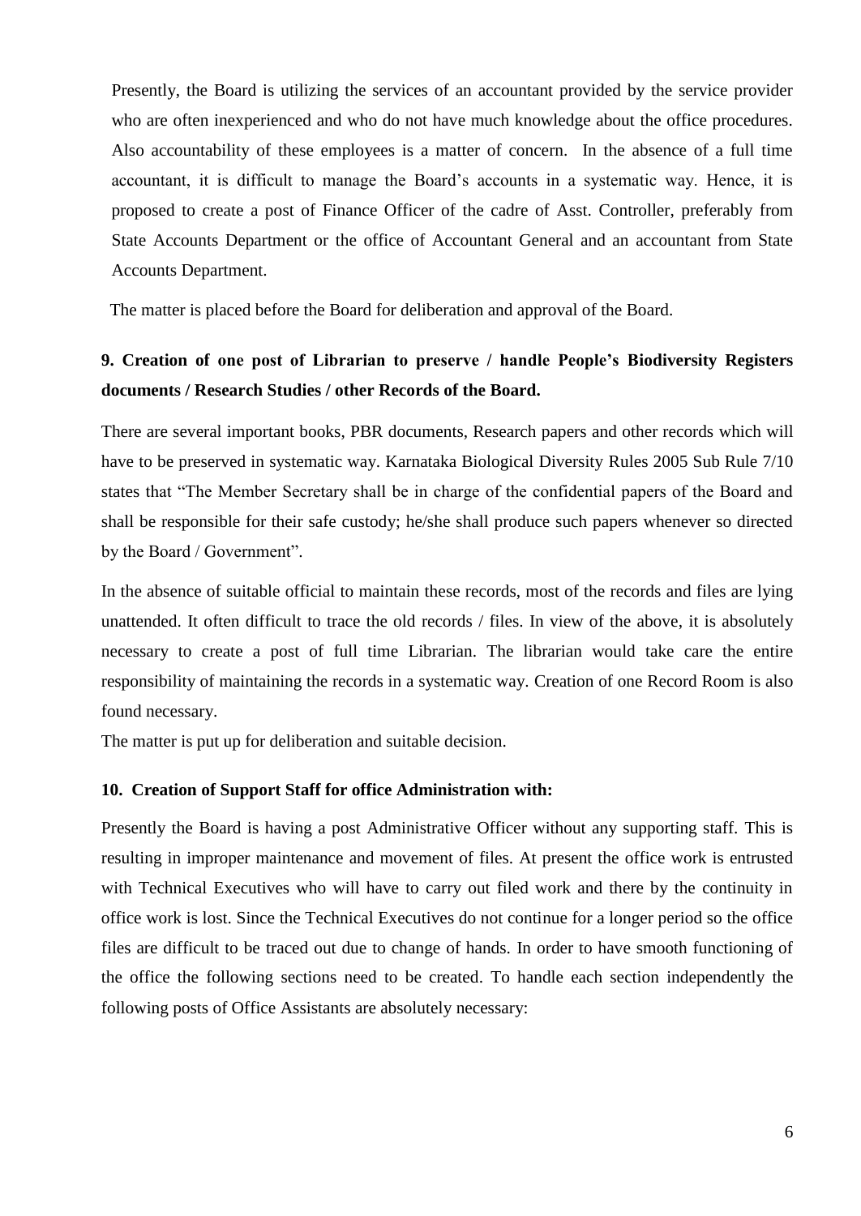Presently, the Board is utilizing the services of an accountant provided by the service provider who are often inexperienced and who do not have much knowledge about the office procedures. Also accountability of these employees is a matter of concern. In the absence of a full time accountant, it is difficult to manage the Board's accounts in a systematic way. Hence, it is proposed to create a post of Finance Officer of the cadre of Asst. Controller, preferably from State Accounts Department or the office of Accountant General and an accountant from State Accounts Department.

The matter is placed before the Board for deliberation and approval of the Board.

**9. Creation of one post of Librarian to preserve / handle People's Biodiversity Registers documents / Research Studies / other Records of the Board.**

There are several important books, PBR documents, Research papers and other records which will have to be preserved in systematic way. Karnataka Biological Diversity Rules 2005 Sub Rule 7/10 states that "The Member Secretary shall be in charge of the confidential papers of the Board and shall be responsible for their safe custody; he/she shall produce such papers whenever so directed by the Board / Government".

In the absence of suitable official to maintain these records, most of the records and files are lying unattended. It often difficult to trace the old records / files. In view of the above, it is absolutely necessary to create a post of full time Librarian. The librarian would take care the entire responsibility of maintaining the records in a systematic way. Creation of one Record Room is also found necessary.

The matter is put up for deliberation and suitable decision.

**10. Creation of Support Staff for office Administration with:**

Presently the Board is having a post Administrative Officer without any supporting staff. This is resulting in improper maintenance and movement of files. At present the office work is entrusted with Technical Executives who will have to carry out filed work and there by the continuity in office work is lost. Since the Technical Executives do not continue for a longer period so the office files are difficult to be traced out due to change of hands. In order to have smooth functioning of the office the following sections need to be created. To handle each section independently the following posts of Office Assistants are absolutely necessary: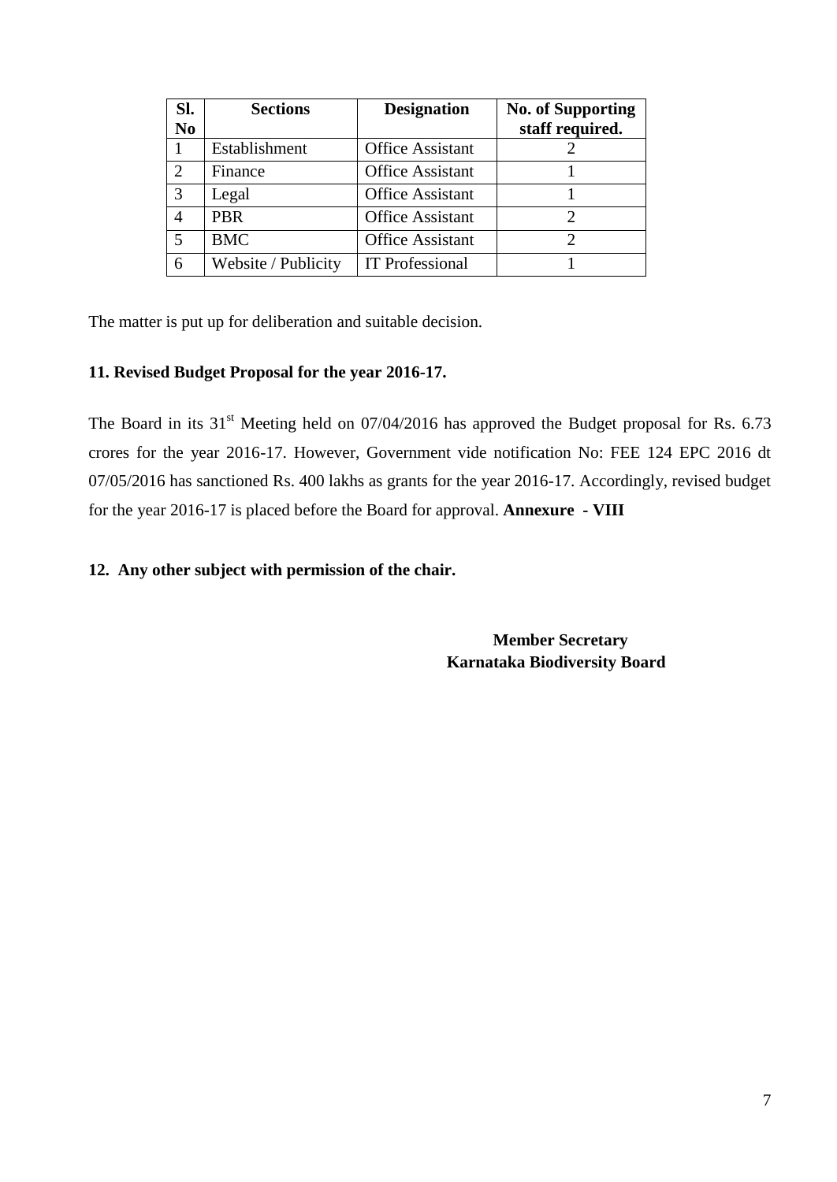| Sl. No | Sections | Designation | No. of Supporting staff required. |
|---|---|---|---|
| 1 | Establishment | Office Assistant | 2 |
| 2 | Finance | Office Assistant | 1 |
| 3 | Legal | Office Assistant | 1 |
| 4 | PBR | Office Assistant | 2 |
| 5 | BMC | Office Assistant | 2 |
| 6 | Website / Publicity | IT Professional | 1 |

The matter is put up for deliberation and suitable decision.

**11. Revised Budget Proposal for the year 2016-17.**

The Board in its 31st Meeting held on 07/04/2016 has approved the Budget proposal for Rs. 6.73 crores for the year 2016-17. However, Government vide notification No: FEE 124 EPC 2016 dt 07/05/2016 has sanctioned Rs. 400 lakhs as grants for the year 2016-17. Accordingly, revised budget for the year 2016-17 is placed before the Board for approval. **Annexure - VIII**

**12. Any other subject with permission of the chair.**

**Member Secretary**
**Karnataka Biodiversity Board**